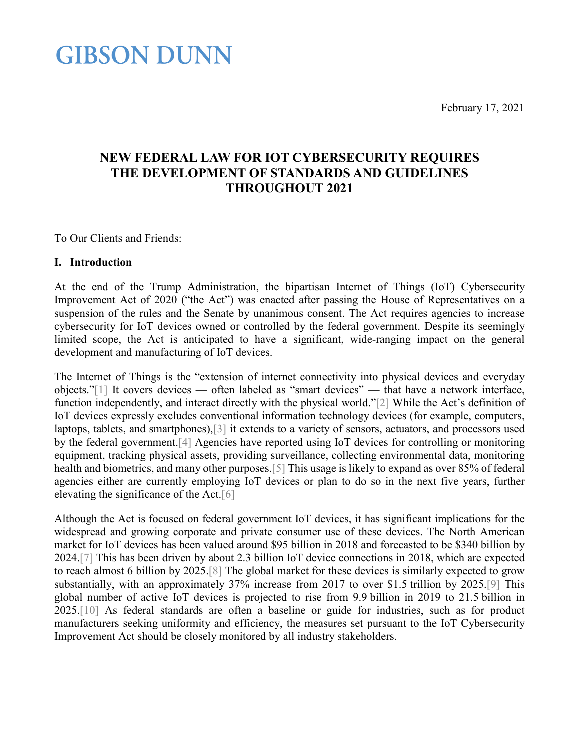# GIBSON DUNN

February 17, 2021

## NEW FEDERAL LAW FOR IOT CYBERSECURITY REQUIRES THE DEVELOPMENT OF STANDARDS AND GUIDELINES THROUGHOUT 2021

To Our Clients and Friends:

### I. Introduction

At the end of the Trump Administration, the bipartisan Internet of Things (IoT) Cybersecurity Improvement Act of 2020 ("the Act") was enacted after passing the House of Representatives on a suspension of the rules and the Senate by unanimous consent. The Act requires agencies to increase cybersecurity for IoT devices owned or controlled by the federal government. Despite its seemingly limited scope, the Act is anticipated to have a significant, wide-ranging impact on the general development and manufacturing of IoT devices.

The Internet of Things is the "extension of internet connectivity into physical devices and everyday objects."[1] It covers devices — often labeled as "smart devices" — that have a network interface, function independently, and interact directly with the physical world."[2] While the Act's definition of IoT devices expressly excludes conventional information technology devices (for example, computers, laptops, tablets, and smartphones),[3] it extends to a variety of sensors, actuators, and processors used by the federal government.[4] Agencies have reported using IoT devices for controlling or monitoring equipment, tracking physical assets, providing surveillance, collecting environmental data, monitoring health and biometrics, and many other purposes.[5] This usage is likely to expand as over 85% of federal agencies either are currently employing IoT devices or plan to do so in the next five years, further elevating the significance of the Act.[6]

Although the Act is focused on federal government IoT devices, it has significant implications for the widespread and growing corporate and private consumer use of these devices. The North American market for IoT devices has been valued around $95 billion in 2018 and forecasted to be $340 billion by 2024.[7] This has been driven by about 2.3 billion IoT device connections in 2018, which are expected to reach almost 6 billion by 2025.[8] The global market for these devices is similarly expected to grow substantially, with an approximately 37% increase from 2017 to over $1.5 trillion by 2025.[9] This global number of active IoT devices is projected to rise from 9.9 billion in 2019 to 21.5 billion in 2025.[10] As federal standards are often a baseline or guide for industries, such as for product manufacturers seeking uniformity and efficiency, the measures set pursuant to the IoT Cybersecurity Improvement Act should be closely monitored by all industry stakeholders.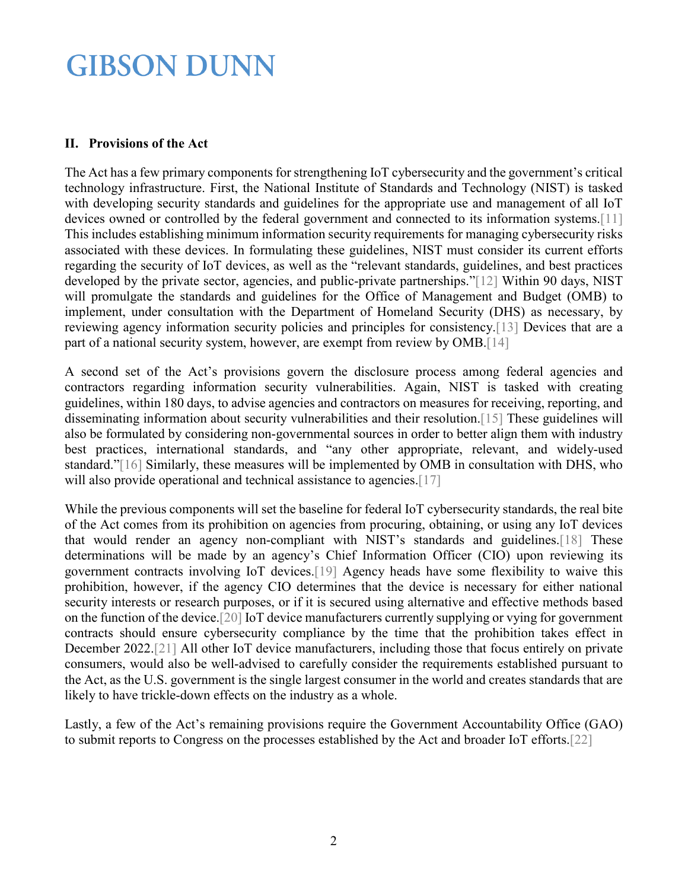## II. Provisions of the Act

The Act has a few primary components for strengthening IoT cybersecurity and the government's critical technology infrastructure. First, the National Institute of Standards and Technology (NIST) is tasked with developing security standards and guidelines for the appropriate use and management of all IoT devices owned or controlled by the federal government and connected to its information systems.[11] This includes establishing minimum information security requirements for managing cybersecurity risks associated with these devices. In formulating these guidelines, NIST must consider its current efforts regarding the security of IoT devices, as well as the "relevant standards, guidelines, and best practices developed by the private sector, agencies, and public-private partnerships."[12] Within 90 days, NIST will promulgate the standards and guidelines for the Office of Management and Budget (OMB) to implement, under consultation with the Department of Homeland Security (DHS) as necessary, by reviewing agency information security policies and principles for consistency.[13] Devices that are a part of a national security system, however, are exempt from review by OMB.[14]

A second set of the Act's provisions govern the disclosure process among federal agencies and contractors regarding information security vulnerabilities. Again, NIST is tasked with creating guidelines, within 180 days, to advise agencies and contractors on measures for receiving, reporting, and disseminating information about security vulnerabilities and their resolution.[15] These guidelines will also be formulated by considering non-governmental sources in order to better align them with industry best practices, international standards, and "any other appropriate, relevant, and widely-used standard."[16] Similarly, these measures will be implemented by OMB in consultation with DHS, who will also provide operational and technical assistance to agencies.[17]

While the previous components will set the baseline for federal IoT cybersecurity standards, the real bite of the Act comes from its prohibition on agencies from procuring, obtaining, or using any IoT devices that would render an agency non-compliant with NIST's standards and guidelines.[18] These determinations will be made by an agency's Chief Information Officer (CIO) upon reviewing its government contracts involving IoT devices.[19] Agency heads have some flexibility to waive this prohibition, however, if the agency CIO determines that the device is necessary for either national security interests or research purposes, or if it is secured using alternative and effective methods based on the function of the device.[20] IoT device manufacturers currently supplying or vying for government contracts should ensure cybersecurity compliance by the time that the prohibition takes effect in December 2022.[21] All other IoT device manufacturers, including those that focus entirely on private consumers, would also be well-advised to carefully consider the requirements established pursuant to the Act, as the U.S. government is the single largest consumer in the world and creates standards that are likely to have trickle-down effects on the industry as a whole.

Lastly, a few of the Act's remaining provisions require the Government Accountability Office (GAO) to submit reports to Congress on the processes established by the Act and broader IoT efforts.[22]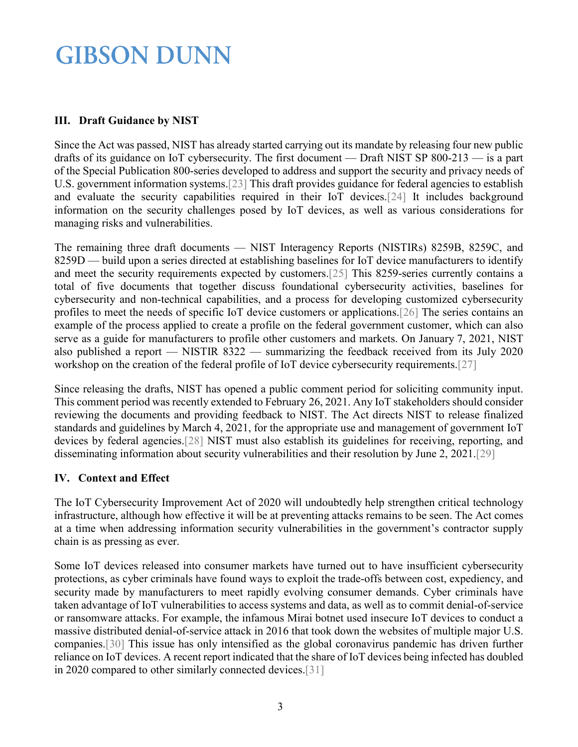## III. Draft Guidance by NIST

Since the Act was passed, NIST has already started carrying out its mandate by releasing four new public drafts of its guidance on IoT cybersecurity. The first document — Draft NIST SP 800-213 — is a part of the Special Publication 800-series developed to address and support the security and privacy needs of U.S. government information systems.[23] This draft provides guidance for federal agencies to establish and evaluate the security capabilities required in their IoT devices.[24] It includes background information on the security challenges posed by IoT devices, as well as various considerations for managing risks and vulnerabilities.

The remaining three draft documents — NIST Interagency Reports (NISTIRs) 8259B, 8259C, and 8259D — build upon a series directed at establishing baselines for IoT device manufacturers to identify and meet the security requirements expected by customers.[25] This 8259-series currently contains a total of five documents that together discuss foundational cybersecurity activities, baselines for cybersecurity and non-technical capabilities, and a process for developing customized cybersecurity profiles to meet the needs of specific IoT device customers or applications.[26] The series contains an example of the process applied to create a profile on the federal government customer, which can also serve as a guide for manufacturers to profile other customers and markets. On January 7, 2021, NIST also published a report — NISTIR 8322 — summarizing the feedback received from its July 2020 workshop on the creation of the federal profile of IoT device cybersecurity requirements.[27]

Since releasing the drafts, NIST has opened a public comment period for soliciting community input. This comment period was recently extended to February 26, 2021. Any IoT stakeholders should consider reviewing the documents and providing feedback to NIST. The Act directs NIST to release finalized standards and guidelines by March 4, 2021, for the appropriate use and management of government IoT devices by federal agencies.[28] NIST must also establish its guidelines for receiving, reporting, and disseminating information about security vulnerabilities and their resolution by June 2, 2021.[29]

## IV. Context and Effect

The IoT Cybersecurity Improvement Act of 2020 will undoubtedly help strengthen critical technology infrastructure, although how effective it will be at preventing attacks remains to be seen. The Act comes at a time when addressing information security vulnerabilities in the government's contractor supply chain is as pressing as ever.

Some IoT devices released into consumer markets have turned out to have insufficient cybersecurity protections, as cyber criminals have found ways to exploit the trade-offs between cost, expediency, and security made by manufacturers to meet rapidly evolving consumer demands. Cyber criminals have taken advantage of IoT vulnerabilities to access systems and data, as well as to commit denial-of-service or ransomware attacks. For example, the infamous Mirai botnet used insecure IoT devices to conduct a massive distributed denial-of-service attack in 2016 that took down the websites of multiple major U.S. companies.[30] This issue has only intensified as the global coronavirus pandemic has driven further reliance on IoT devices. A recent report indicated that the share of IoT devices being infected has doubled in 2020 compared to other similarly connected devices.[31]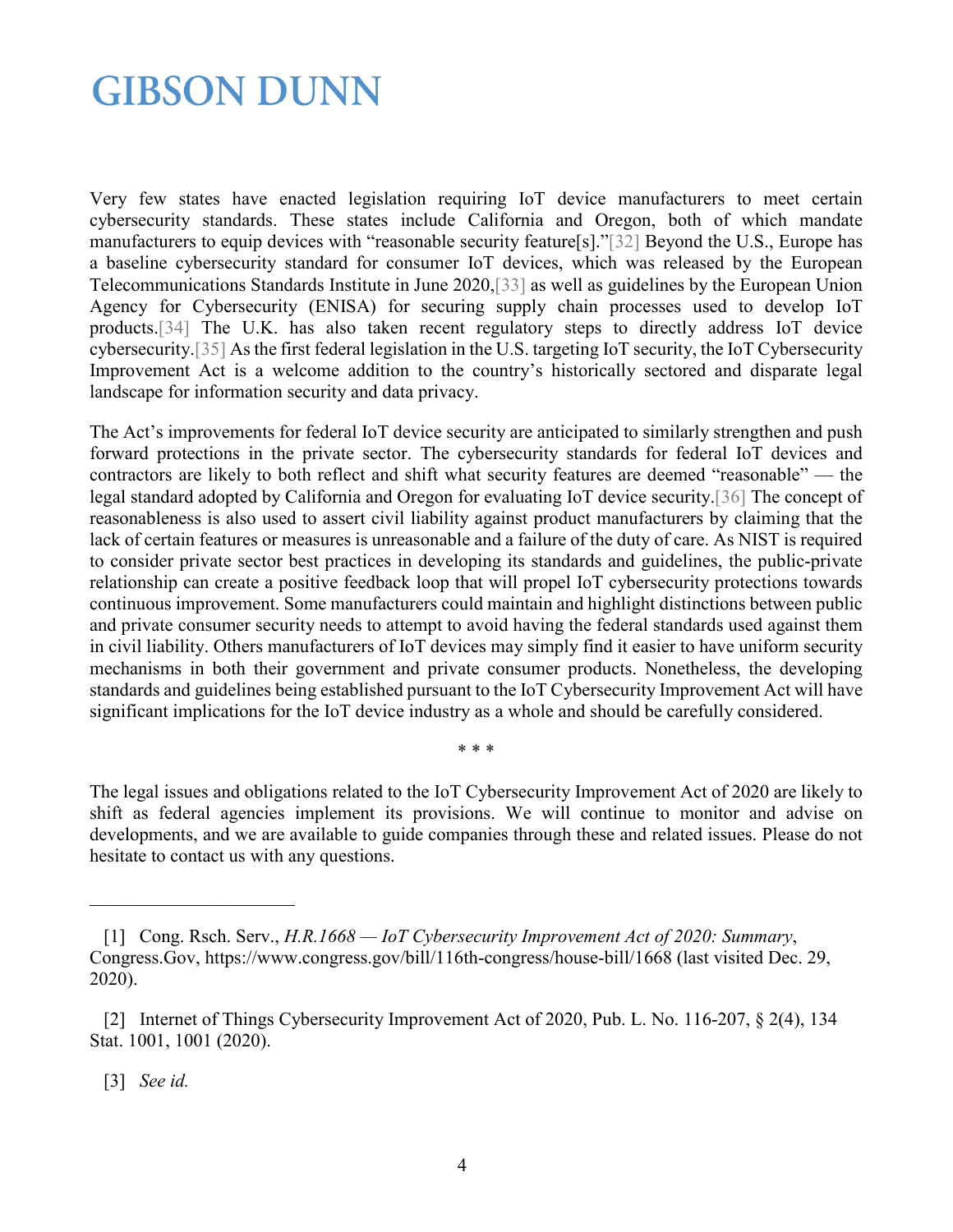Very few states have enacted legislation requiring IoT device manufacturers to meet certain cybersecurity standards. These states include California and Oregon, both of which mandate manufacturers to equip devices with "reasonable security feature[s]."[32] Beyond the U.S., Europe has a baseline cybersecurity standard for consumer IoT devices, which was released by the European Telecommunications Standards Institute in June 2020,[33] as well as guidelines by the European Union Agency for Cybersecurity (ENISA) for securing supply chain processes used to develop IoT products.[34] The U.K. has also taken recent regulatory steps to directly address IoT device cybersecurity.[35] As the first federal legislation in the U.S. targeting IoT security, the IoT Cybersecurity Improvement Act is a welcome addition to the country's historically sectored and disparate legal landscape for information security and data privacy.

The Act's improvements for federal IoT device security are anticipated to similarly strengthen and push forward protections in the private sector. The cybersecurity standards for federal IoT devices and contractors are likely to both reflect and shift what security features are deemed "reasonable" — the legal standard adopted by California and Oregon for evaluating IoT device security.[36] The concept of reasonableness is also used to assert civil liability against product manufacturers by claiming that the lack of certain features or measures is unreasonable and a failure of the duty of care. As NIST is required to consider private sector best practices in developing its standards and guidelines, the public-private relationship can create a positive feedback loop that will propel IoT cybersecurity protections towards continuous improvement. Some manufacturers could maintain and highlight distinctions between public and private consumer security needs to attempt to avoid having the federal standards used against them in civil liability. Others manufacturers of IoT devices may simply find it easier to have uniform security mechanisms in both their government and private consumer products. Nonetheless, the developing standards and guidelines being established pursuant to the IoT Cybersecurity Improvement Act will have significant implications for the IoT device industry as a whole and should be carefully considered.

\* \* \*

The legal issues and obligations related to the IoT Cybersecurity Improvement Act of 2020 are likely to shift as federal agencies implement its provisions. We will continue to monitor and advise on developments, and we are available to guide companies through these and related issues. Please do not hesitate to contact us with any questions.

---

[1] Cong. Rsch. Serv., *H.R.1668 — IoT Cybersecurity Improvement Act of 2020: Summary*, Congress.Gov, https://www.congress.gov/bill/116th-congress/house-bill/1668 (last visited Dec. 29, 2020).

[2] Internet of Things Cybersecurity Improvement Act of 2020, Pub. L. No. 116-207, § 2(4), 134 Stat. 1001, 1001 (2020).

[3] *See id.*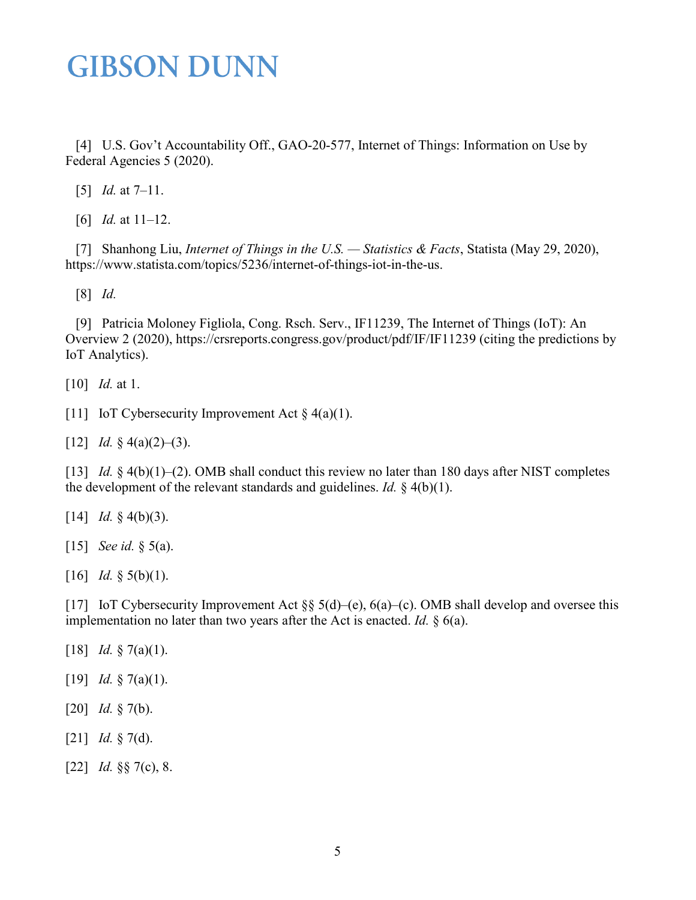[4] U.S. Gov't Accountability Off., GAO-20-577, Internet of Things: Information on Use by Federal Agencies 5 (2020).

[5] *Id.* at 7–11.

[6] *Id.* at 11–12.

[7] Shanhong Liu, *Internet of Things in the U.S. — Statistics & Facts*, Statista (May 29, 2020), https://www.statista.com/topics/5236/internet-of-things-iot-in-the-us.

[8] *Id.*

[9] Patricia Moloney Figliola, Cong. Rsch. Serv., IF11239, The Internet of Things (IoT): An Overview 2 (2020), https://crsreports.congress.gov/product/pdf/IF/IF11239 (citing the predictions by IoT Analytics).

[10] *Id.* at 1.

[11] IoT Cybersecurity Improvement Act § 4(a)(1).

[12] *Id.* § 4(a)(2)–(3).

[13] *Id.* § 4(b)(1)–(2). OMB shall conduct this review no later than 180 days after NIST completes the development of the relevant standards and guidelines. *Id.* § 4(b)(1).

[14] *Id.* § 4(b)(3).

[15] *See id.* § 5(a).

[16] *Id.* § 5(b)(1).

[17] IoT Cybersecurity Improvement Act §§ 5(d)–(e), 6(a)–(c). OMB shall develop and oversee this implementation no later than two years after the Act is enacted. *Id.* § 6(a).

[18] *Id.* § 7(a)(1).

[19] *Id.* § 7(a)(1).

[20] *Id.* § 7(b).

[21] *Id.* § 7(d).

[22] *Id.* §§ 7(c), 8.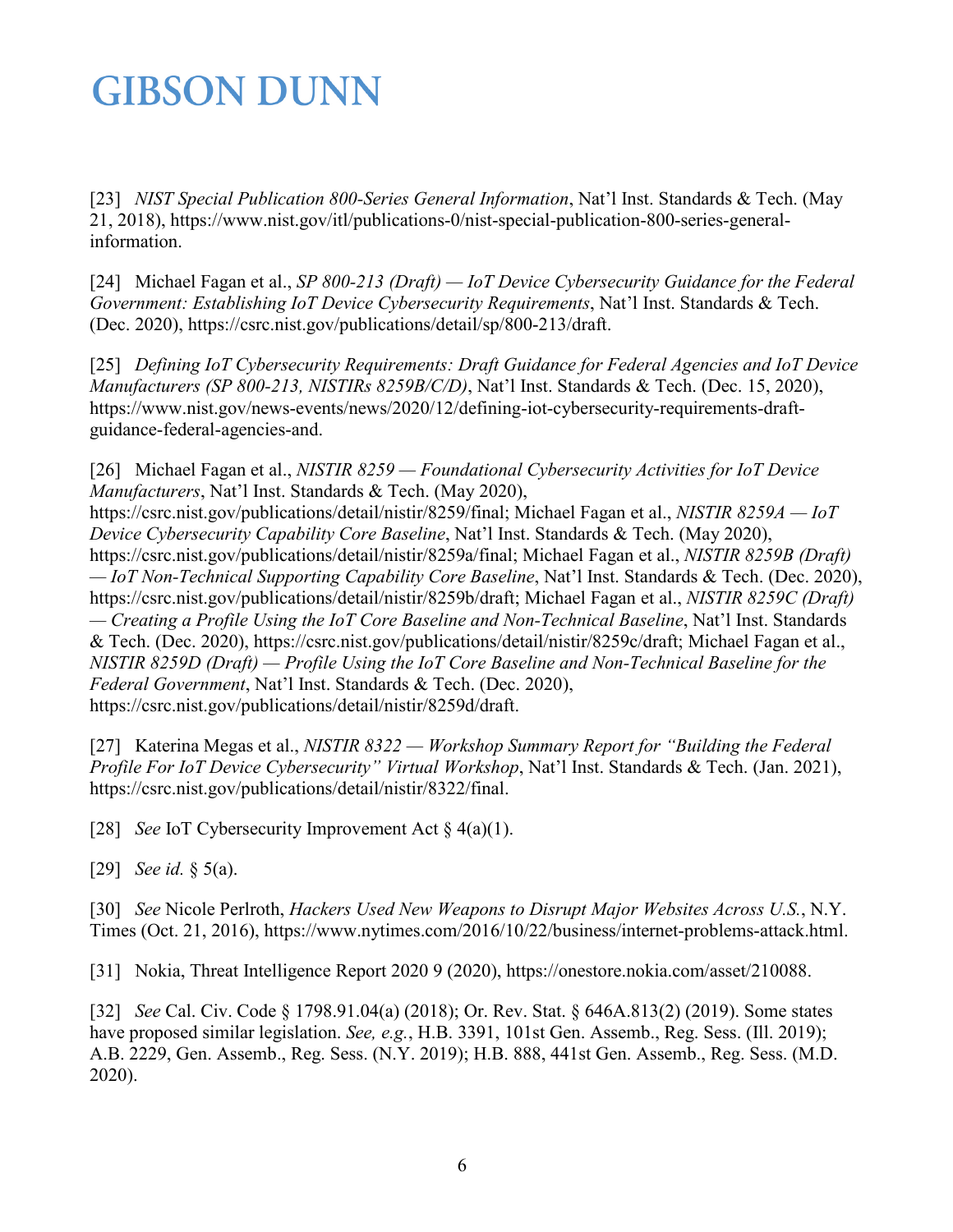[23] *NIST Special Publication 800-Series General Information*, Nat'l Inst. Standards & Tech. (May 21, 2018), https://www.nist.gov/itl/publications-0/nist-special-publication-800-series-general-information.

[24] Michael Fagan et al., *SP 800-213 (Draft) — IoT Device Cybersecurity Guidance for the Federal Government: Establishing IoT Device Cybersecurity Requirements*, Nat'l Inst. Standards & Tech. (Dec. 2020), https://csrc.nist.gov/publications/detail/sp/800-213/draft.

[25] *Defining IoT Cybersecurity Requirements: Draft Guidance for Federal Agencies and IoT Device Manufacturers (SP 800-213, NISTIRs 8259B/C/D)*, Nat'l Inst. Standards & Tech. (Dec. 15, 2020), https://www.nist.gov/news-events/news/2020/12/defining-iot-cybersecurity-requirements-draft-guidance-federal-agencies-and.

[26] Michael Fagan et al., *NISTIR 8259 — Foundational Cybersecurity Activities for IoT Device Manufacturers*, Nat'l Inst. Standards & Tech. (May 2020), https://csrc.nist.gov/publications/detail/nistir/8259/final; Michael Fagan et al., *NISTIR 8259A — IoT Device Cybersecurity Capability Core Baseline*, Nat'l Inst. Standards & Tech. (May 2020), https://csrc.nist.gov/publications/detail/nistir/8259a/final; Michael Fagan et al., *NISTIR 8259B (Draft) — IoT Non-Technical Supporting Capability Core Baseline*, Nat'l Inst. Standards & Tech. (Dec. 2020), https://csrc.nist.gov/publications/detail/nistir/8259b/draft; Michael Fagan et al., *NISTIR 8259C (Draft) — Creating a Profile Using the IoT Core Baseline and Non-Technical Baseline*, Nat'l Inst. Standards & Tech. (Dec. 2020), https://csrc.nist.gov/publications/detail/nistir/8259c/draft; Michael Fagan et al., *NISTIR 8259D (Draft) — Profile Using the IoT Core Baseline and Non-Technical Baseline for the Federal Government*, Nat'l Inst. Standards & Tech. (Dec. 2020), https://csrc.nist.gov/publications/detail/nistir/8259d/draft.

[27] Katerina Megas et al., *NISTIR 8322 — Workshop Summary Report for "Building the Federal Profile For IoT Device Cybersecurity" Virtual Workshop*, Nat'l Inst. Standards & Tech. (Jan. 2021), https://csrc.nist.gov/publications/detail/nistir/8322/final.

[28] *See* IoT Cybersecurity Improvement Act § 4(a)(1).

[29] *See id.* § 5(a).

[30] *See* Nicole Perlroth, *Hackers Used New Weapons to Disrupt Major Websites Across U.S.*, N.Y. Times (Oct. 21, 2016), https://www.nytimes.com/2016/10/22/business/internet-problems-attack.html.

[31] Nokia, Threat Intelligence Report 2020 9 (2020), https://onestore.nokia.com/asset/210088.

[32] *See* Cal. Civ. Code § 1798.91.04(a) (2018); Or. Rev. Stat. § 646A.813(2) (2019). Some states have proposed similar legislation. *See, e.g.*, H.B. 3391, 101st Gen. Assemb., Reg. Sess. (Ill. 2019); A.B. 2229, Gen. Assemb., Reg. Sess. (N.Y. 2019); H.B. 888, 441st Gen. Assemb., Reg. Sess. (M.D. 2020).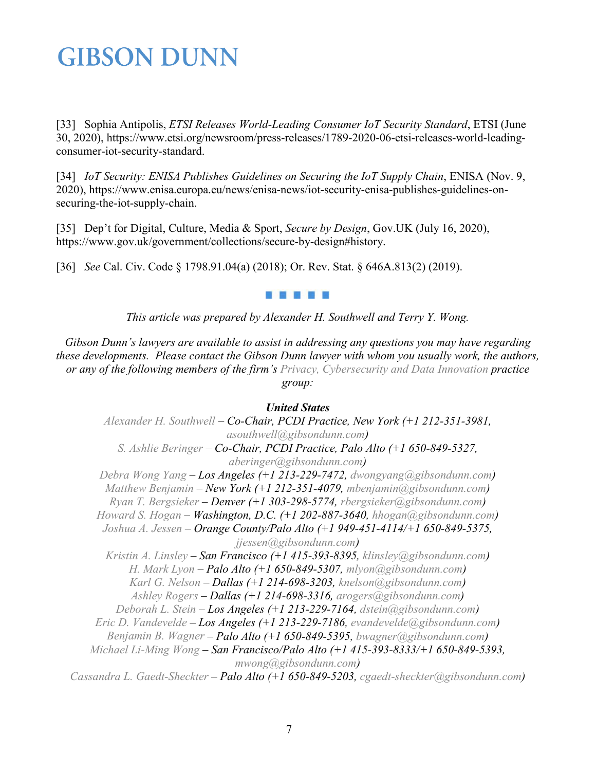[33] Sophia Antipolis, *ETSI Releases World-Leading Consumer IoT Security Standard*, ETSI (June 30, 2020), https://www.etsi.org/newsroom/press-releases/1789-2020-06-etsi-releases-world-leading-consumer-iot-security-standard.

[34] *IoT Security: ENISA Publishes Guidelines on Securing the IoT Supply Chain*, ENISA (Nov. 9, 2020), https://www.enisa.europa.eu/news/enisa-news/iot-security-enisa-publishes-guidelines-on-securing-the-iot-supply-chain.

[35] Dep't for Digital, Culture, Media & Sport, *Secure by Design*, Gov.UK (July 16, 2020), https://www.gov.uk/government/collections/secure-by-design#history.

[36] *See* Cal. Civ. Code § 1798.91.04(a) (2018); Or. Rev. Stat. § 646A.813(2) (2019).

---

*This article was prepared by Alexander H. Southwell and Terry Y. Wong.*

*Gibson Dunn's lawyers are available to assist in addressing any questions you may have regarding these developments. Please contact the Gibson Dunn lawyer with whom you usually work, the authors, or any of the following members of the firm's Privacy, Cybersecurity and Data Innovation practice group:*

***United States***

*Alexander H. Southwell – Co-Chair, PCDI Practice, New York (+1 212-351-3981, asouthwell@gibsondunn.com)*
*S. Ashlie Beringer – Co-Chair, PCDI Practice, Palo Alto (+1 650-849-5327, aberinger@gibsondunn.com)*
*Debra Wong Yang – Los Angeles (+1 213-229-7472, dwongyang@gibsondunn.com)*
*Matthew Benjamin – New York (+1 212-351-4079, mbenjamin@gibsondunn.com)*
*Ryan T. Bergsieker – Denver (+1 303-298-5774, rbergsieker@gibsondunn.com)*
*Howard S. Hogan – Washington, D.C. (+1 202-887-3640, hhogan@gibsondunn.com)*
*Joshua A. Jessen – Orange County/Palo Alto (+1 949-451-4114/+1 650-849-5375, jjessen@gibsondunn.com)*
*Kristin A. Linsley – San Francisco (+1 415-393-8395, klinsley@gibsondunn.com)*
*H. Mark Lyon – Palo Alto (+1 650-849-5307, mlyon@gibsondunn.com)*
*Karl G. Nelson – Dallas (+1 214-698-3203, knelson@gibsondunn.com)*
*Ashley Rogers – Dallas (+1 214-698-3316, arogers@gibsondunn.com)*
*Deborah L. Stein – Los Angeles (+1 213-229-7164, dstein@gibsondunn.com)*
*Eric D. Vandevelde – Los Angeles (+1 213-229-7186, evandevelde@gibsondunn.com)*
*Benjamin B. Wagner – Palo Alto (+1 650-849-5395, bwagner@gibsondunn.com)*
*Michael Li-Ming Wong – San Francisco/Palo Alto (+1 415-393-8333/+1 650-849-5393, mwong@gibsondunn.com)*
*Cassandra L. Gaedt-Sheckter – Palo Alto (+1 650-849-5203, cgaedt-sheckter@gibsondunn.com)*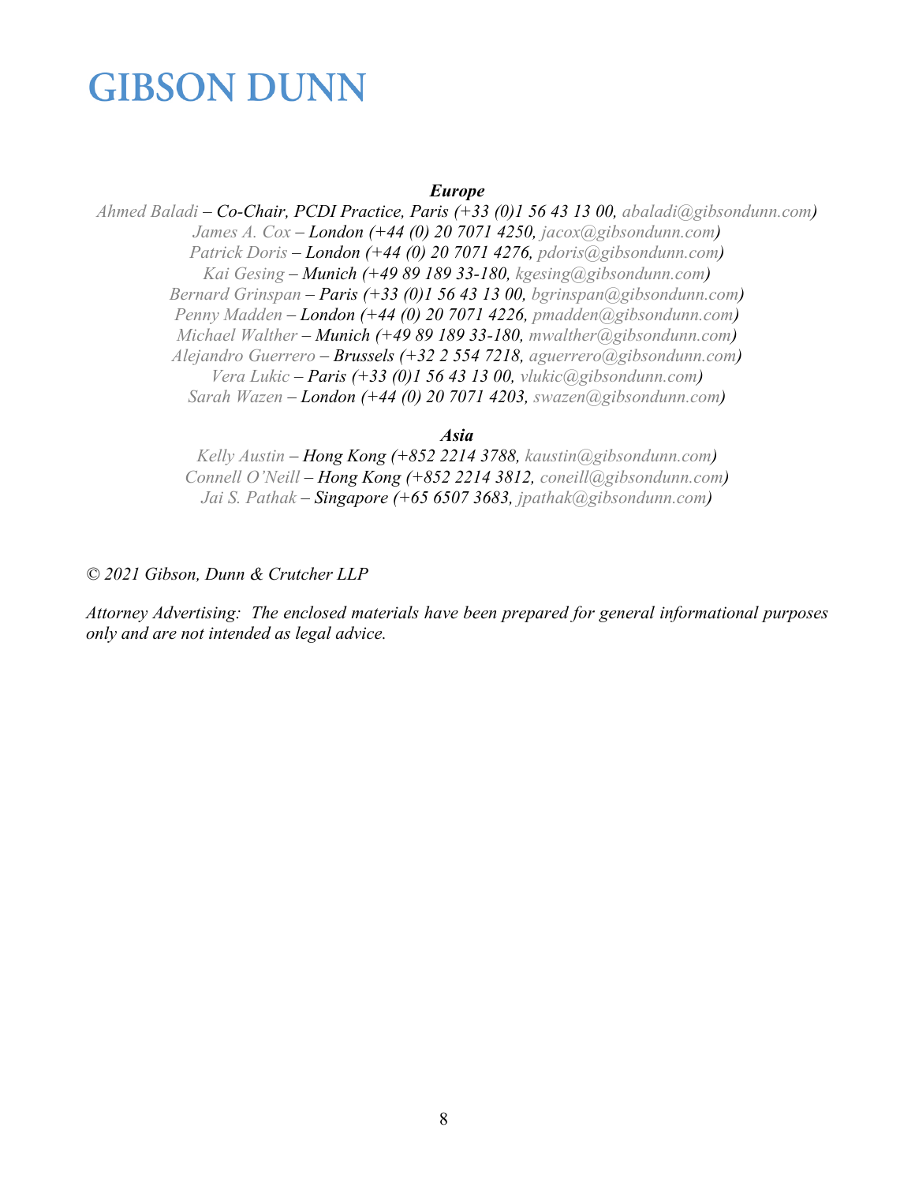# GIBSON DUNN

***Europe***

*Ahmed Baladi – Co-Chair, PCDI Practice, Paris (+33 (0)1 56 43 13 00, abaladi@gibsondunn.com)*
*James A. Cox – London (+44 (0) 20 7071 4250, jacox@gibsondunn.com)*
*Patrick Doris – London (+44 (0) 20 7071 4276, pdoris@gibsondunn.com)*
*Kai Gesing – Munich (+49 89 189 33-180, kgesing@gibsondunn.com)*
*Bernard Grinspan – Paris (+33 (0)1 56 43 13 00, bgrinspan@gibsondunn.com)*
*Penny Madden – London (+44 (0) 20 7071 4226, pmadden@gibsondunn.com)*
*Michael Walther – Munich (+49 89 189 33-180, mwalther@gibsondunn.com)*
*Alejandro Guerrero – Brussels (+32 2 554 7218, aguerrero@gibsondunn.com)*
*Vera Lukic – Paris (+33 (0)1 56 43 13 00, vlukic@gibsondunn.com)*
*Sarah Wazen – London (+44 (0) 20 7071 4203, swazen@gibsondunn.com)*

***Asia***

*Kelly Austin – Hong Kong (+852 2214 3788, kaustin@gibsondunn.com)*
*Connell O'Neill – Hong Kong (+852 2214 3812, coneill@gibsondunn.com)*
*Jai S. Pathak – Singapore (+65 6507 3683, jpathak@gibsondunn.com)*

*© 2021 Gibson, Dunn & Crutcher LLP*

*Attorney Advertising: The enclosed materials have been prepared for general informational purposes only and are not intended as legal advice.*